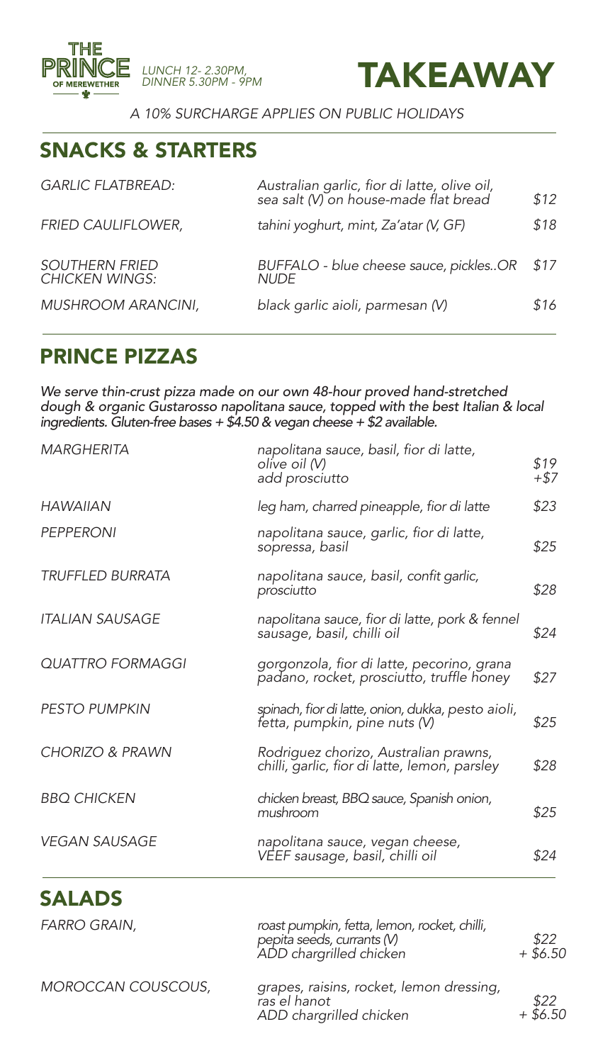**THE PRINCE OF MEREWETHER**

*LUNCH 12- 2.30PM,*
*DINNER 5.30PM - 9PM*

# TAKEAWAY

*A 10% SURCHARGE APPLIES ON PUBLIC HOLIDAYS*

## SNACKS & STARTERS

| | | |
|---|---|---|
| *GARLIC FLATBREAD:* | *Australian garlic, fior di latte, olive oil, sea salt (V) on house-made flat bread* | *$12* |
| *FRIED CAULIFLOWER,* | *tahini yoghurt, mint, Za'atar (V, GF)* | *$18* |
| *SOUTHERN FRIED CHICKEN WINGS:* | *BUFFALO - blue cheese sauce, pickles..OR NUDE* | *$17* |
| *MUSHROOM ARANCINI,* | *black garlic aioli, parmesan (V)* | *$16* |

## PRINCE PIZZAS

*We serve thin-crust pizza made on our own 48-hour proved hand-stretched dough & organic Gustarosso napolitana sauce, topped with the best Italian & local ingredients. Gluten-free bases + $4.50 & vegan cheese + $2 available.*

| | | |
|---|---|---|
| *MARGHERITA* | *napolitana sauce, basil, fior di latte, olive oil (V)*<br>*add prosciutto* | *$19*<br>*+$7* |
| *HAWAIIAN* | *leg ham, charred pineapple, fior di latte* | *$23* |
| *PEPPERONI* | *napolitana sauce, garlic, fior di latte, sopressa, basil* | *$25* |
| *TRUFFLED BURRATA* | *napolitana sauce, basil, confit garlic, prosciutto* | *$28* |
| *ITALIAN SAUSAGE* | *napolitana sauce, fior di latte, pork & fennel sausage, basil, chilli oil* | *$24* |
| *QUATTRO FORMAGGI* | *gorgonzola, fior di latte, pecorino, grana padano, rocket, prosciutto, truffle honey* | *$27* |
| *PESTO PUMPKIN* | *spinach, fior di latte, onion, dukka, pesto aioli, fetta, pumpkin, pine nuts (V)* | *$25* |
| *CHORIZO & PRAWN* | *Rodriguez chorizo, Australian prawns, chilli, garlic, fior di latte, lemon, parsley* | *$28* |
| *BBQ CHICKEN* | *chicken breast, BBQ sauce, Spanish onion, mushroom* | *$25* |
| *VEGAN SAUSAGE* | *napolitana sauce, vegan cheese, VEEF sausage, basil, chilli oil* | *$24* |

## SALADS

| | | |
|---|---|---|
| *FARRO GRAIN,* | *roast pumpkin, fetta, lemon, rocket, chilli, pepita seeds, currants (V)*<br>*ADD chargrilled chicken* | *$22*<br>*+ $6.50* |
| *MOROCCAN COUSCOUS,* | *grapes, raisins, rocket, lemon dressing, ras el hanot*<br>*ADD chargrilled chicken* | *$22*<br>*+ $6.50* |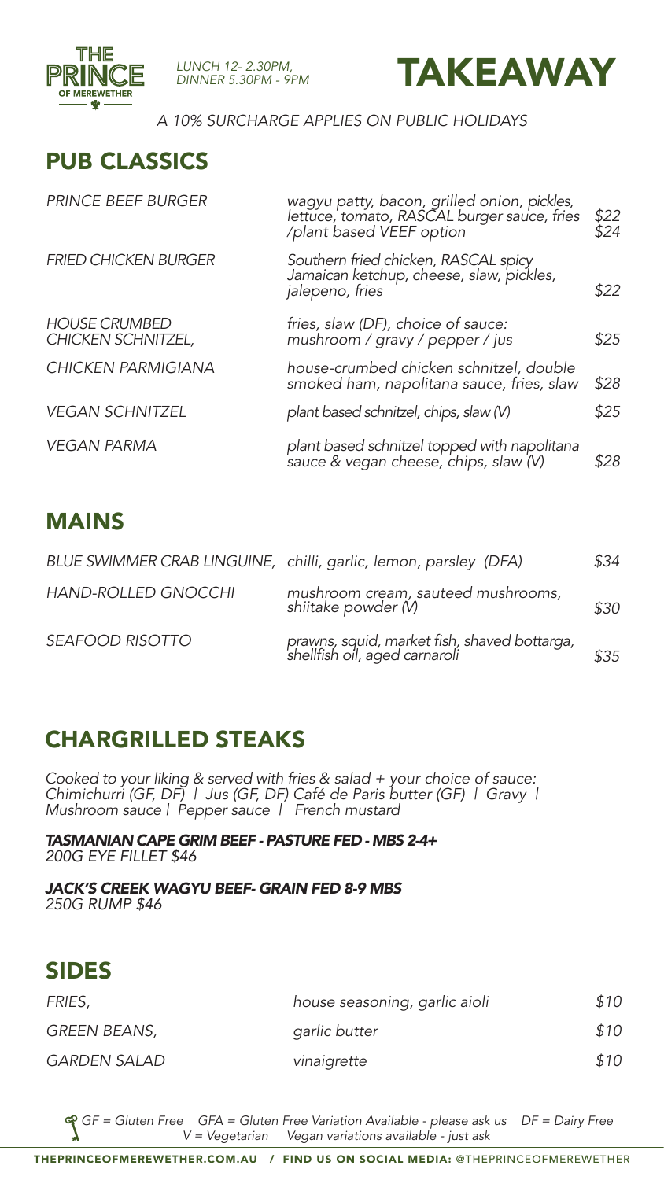THE PRINCE OF MEREWETHER

*LUNCH 12- 2.30PM,*
*DINNER 5.30PM - 9PM*

# TAKEAWAY

*A 10% SURCHARGE APPLIES ON PUBLIC HOLIDAYS*

## PUB CLASSICS

| | | |
|---|---|---|
| *PRINCE BEEF BURGER* | *wagyu patty, bacon, grilled onion, pickles, lettuce, tomato, RASCAL burger sauce, fries /plant based VEEF option* | *$22 $24* |
| *FRIED CHICKEN BURGER* | *Southern fried chicken, RASCAL spicy Jamaican ketchup, cheese, slaw, pickles, jalepeno, fries* | *$22* |
| *HOUSE CRUMBED CHICKEN SCHNITZEL,* | *fries, slaw (DF), choice of sauce: mushroom / gravy / pepper / jus* | *$25* |
| *CHICKEN PARMIGIANA* | *house-crumbed chicken schnitzel, double smoked ham, napolitana sauce, fries, slaw* | *$28* |
| *VEGAN SCHNITZEL* | *plant based schnitzel, chips, slaw (V)* | *$25* |
| *VEGAN PARMA* | *plant based schnitzel topped with napolitana sauce & vegan cheese, chips, slaw (V)* | *$28* |

## MAINS

| | | |
|---|---|---|
| *BLUE SWIMMER CRAB LINGUINE,* | *chilli, garlic, lemon, parsley (DFA)* | *$34* |
| *HAND-ROLLED GNOCCHI* | *mushroom cream, sauteed mushrooms, shiitake powder (V)* | *$30* |
| *SEAFOOD RISOTTO* | *prawns, squid, market fish, shaved bottarga, shellfish oil, aged carnaroli* | *$35* |

## CHARGRILLED STEAKS

*Cooked to your liking & served with fries & salad + your choice of sauce: Chimichurri (GF, DF) | Jus (GF, DF) Café de Paris butter (GF) | Gravy | Mushroom sauce | Pepper sauce | French mustard*

***TASMANIAN CAPE GRIM BEEF - PASTURE FED - MBS 2-4+***
*200G EYE FILLET $46*

***JACK'S CREEK WAGYU BEEF- GRAIN FED 8-9 MBS***
*250G RUMP $46*

## SIDES

| | | |
|---|---|---|
| *FRIES,* | *house seasoning, garlic aioli* | *$10* |
| *GREEN BEANS,* | *garlic butter* | *$10* |
| *GARDEN SALAD* | *vinaigrette* | *$10* |

*GF = Gluten Free GFA = Gluten Free Variation Available - please ask us DF = Dairy Free V = Vegetarian Vegan variations available - just ask*

**THEPRINCEOFMEREWETHER.COM.AU / FIND US ON SOCIAL MEDIA: @THEPRINCEOFMEREWETHER**